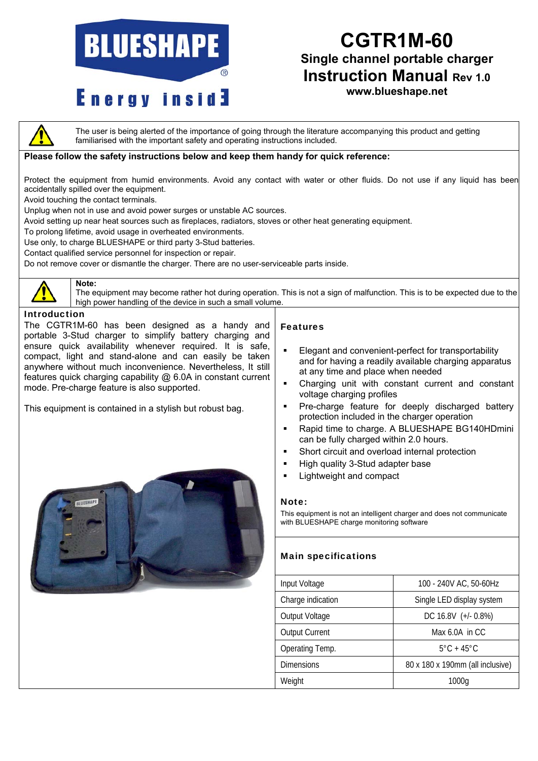BLUESHAPE®

Energy insid3

# CGTR1M-60

## Single channel portable charger

## Instruction Manual Rev 1.0

**www.blueshape.net**

The user is being alerted of the importance of going through the literature accompanying this product and getting familiarised with the important safety and operating instructions included.

**Please follow the safety instructions below and keep them handy for quick reference:**

Protect the equipment from humid environments. Avoid any contact with water or other fluids. Do not use if any liquid has been accidentally spilled over the equipment.
Avoid touching the contact terminals.
Unplug when not in use and avoid power surges or unstable AC sources.
Avoid setting up near heat sources such as fireplaces, radiators, stoves or other heat generating equipment.
To prolong lifetime, avoid usage in overheated environments.
Use only, to charge BLUESHAPE or third party 3-Stud batteries.
Contact qualified service personnel for inspection or repair.
Do not remove cover or dismantle the charger. There are no user-serviceable parts inside.

**Note:**
The equipment may become rather hot during operation. This is not a sign of malfunction. This is to be expected due to the high power handling of the device in such a small volume.

### Introduction

The CGTR1M-60 has been designed as a handy and portable 3-Stud charger to simplify battery charging and ensure quick availability whenever required. It is safe, compact, light and stand-alone and can easily be taken anywhere without much inconvenience. Nevertheless, It still features quick charging capability @ 6.0A in constant current mode. Pre-charge feature is also supported.

This equipment is contained in a stylish but robust bag.

### Features

- Elegant and convenient-perfect for transportability and for having a readily available charging apparatus at any time and place when needed
- Charging unit with constant current and constant voltage charging profiles
- Pre-charge feature for deeply discharged battery protection included in the charger operation
- Rapid time to charge. A BLUESHAPE BG140HDmini can be fully charged within 2.0 hours.
- Short circuit and overload internal protection
- High quality 3-Stud adapter base
- Lightweight and compact

**Note:**
This equipment is not an intelligent charger and does not communicate with BLUESHAPE charge monitoring software

### Main specifications

| Parameter | Value |
|---|---|
| Input Voltage | 100 - 240V AC, 50-60Hz |
| Charge indication | Single LED display system |
| Output Voltage | DC 16.8V (+/- 0.8%) |
| Output Current | Max 6.0A in CC |
| Operating Temp. | 5°C + 45°C |
| Dimensions | 80 x 180 x 190mm (all inclusive) |
| Weight | 1000g |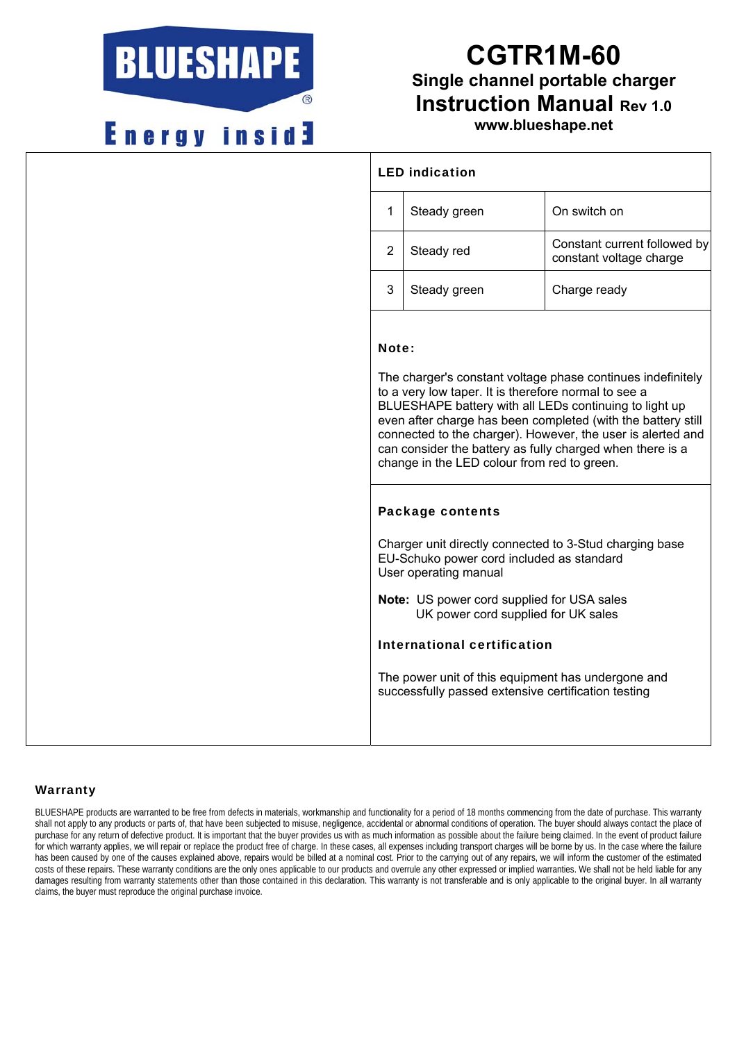BLUESHAPE®

Energy insid3

# CGTR1M-60

## Single channel portable charger

## Instruction Manual Rev 1.0

**www.blueshape.net**

### LED indication

| | | |
|---|---|---|
| 1 | Steady green | On switch on |
| 2 | Steady red | Constant current followed by constant voltage charge |
| 3 | Steady green | Charge ready |

**Note:**

The charger's constant voltage phase continues indefinitely to a very low taper. It is therefore normal to see a BLUESHAPE battery with all LEDs continuing to light up even after charge has been completed (with the battery still connected to the charger). However, the user is alerted and can consider the battery as fully charged when there is a change in the LED colour from red to green.

### Package contents

Charger unit directly connected to 3-Stud charging base
EU-Schuko power cord included as standard
User operating manual

**Note:** US power cord supplied for USA sales
UK power cord supplied for UK sales

### International certification

The power unit of this equipment has undergone and successfully passed extensive certification testing

### Warranty

BLUESHAPE products are warranted to be free from defects in materials, workmanship and functionality for a period of 18 months commencing from the date of purchase. This warranty shall not apply to any products or parts of, that have been subjected to misuse, negligence, accidental or abnormal conditions of operation. The buyer should always contact the place of purchase for any return of defective product. It is important that the buyer provides us with as much information as possible about the failure being claimed. In the event of product failure for which warranty applies, we will repair or replace the product free of charge. In these cases, all expenses including transport charges will be borne by us. In the case where the failure has been caused by one of the causes explained above, repairs would be billed at a nominal cost. Prior to the carrying out of any repairs, we will inform the customer of the estimated costs of these repairs. These warranty conditions are the only ones applicable to our products and overrule any other expressed or implied warranties. We shall not be held liable for any damages resulting from warranty statements other than those contained in this declaration. This warranty is not transferable and is only applicable to the original buyer. In all warranty claims, the buyer must reproduce the original purchase invoice.